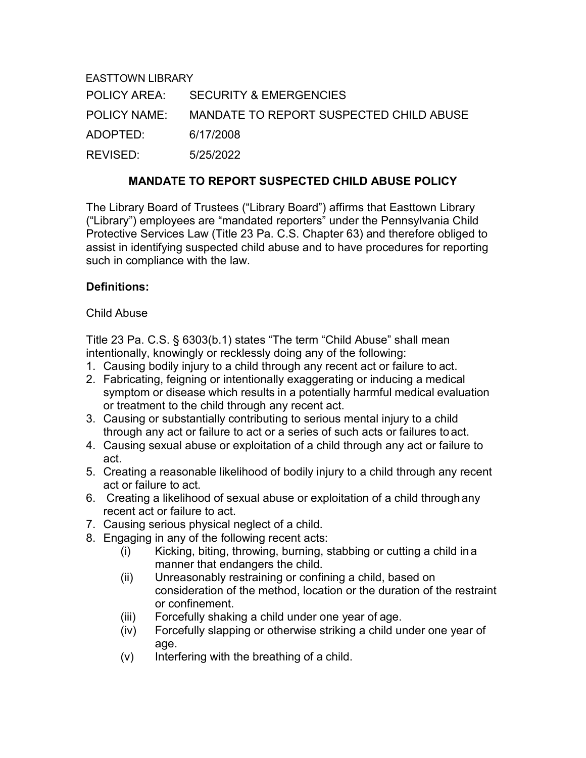EASTTOWN LIBRARY

POLICY AREA: SECURITY & EMERGENCIES

POLICY NAME: MANDATE TO REPORT SUSPECTED CHILD ABUSE

ADOPTED: 6/17/2008

REVISED: 5/25/2022

## MANDATE TO REPORT SUSPECTED CHILD ABUSE POLICY

The Library Board of Trustees ("Library Board") affirms that Easttown Library ("Library") employees are "mandated reporters" under the Pennsylvania Child Protective Services Law (Title 23 Pa. C.S. Chapter 63) and therefore obliged to assist in identifying suspected child abuse and to have procedures for reporting such in compliance with the law.

### Definitions:

Child Abuse

Title 23 Pa. C.S. § 6303(b.1) states "The term "Child Abuse" shall mean intentionally, knowingly or recklessly doing any of the following:

1. Causing bodily injury to a child through any recent act or failure to act.
2. Fabricating, feigning or intentionally exaggerating or inducing a medical symptom or disease which results in a potentially harmful medical evaluation or treatment to the child through any recent act.
3. Causing or substantially contributing to serious mental injury to a child through any act or failure to act or a series of such acts or failures to act.
4. Causing sexual abuse or exploitation of a child through any act or failure to act.
5. Creating a reasonable likelihood of bodily injury to a child through any recent act or failure to act.
6. Creating a likelihood of sexual abuse or exploitation of a child through any recent act or failure to act.
7. Causing serious physical neglect of a child.
8. Engaging in any of the following recent acts:
    - (i) Kicking, biting, throwing, burning, stabbing or cutting a child in a manner that endangers the child.
    - (ii) Unreasonably restraining or confining a child, based on consideration of the method, location or the duration of the restraint or confinement.
    - (iii) Forcefully shaking a child under one year of age.
    - (iv) Forcefully slapping or otherwise striking a child under one year of age.
    - (v) Interfering with the breathing of a child.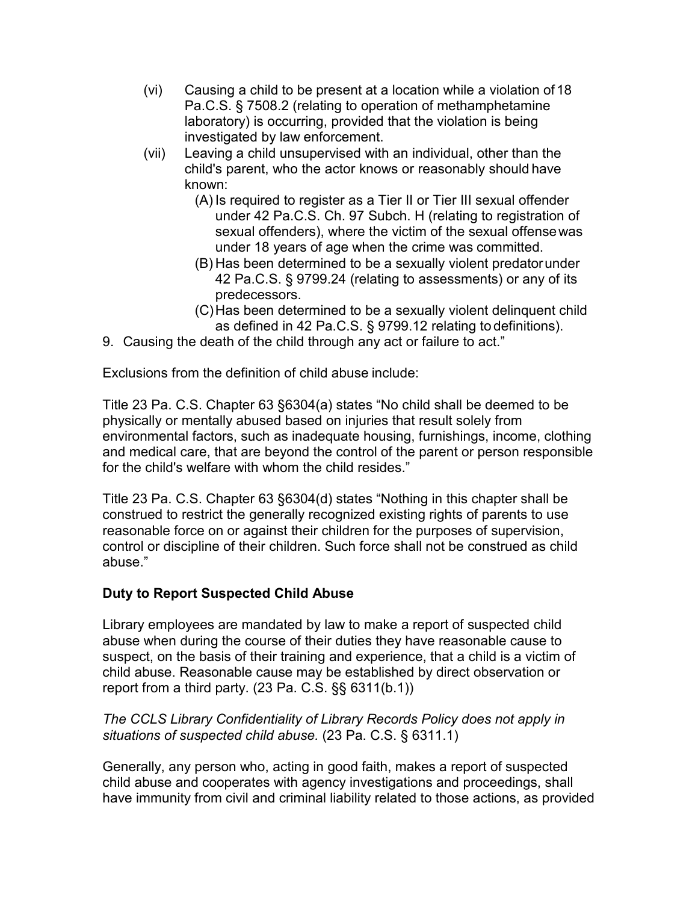(vi) Causing a child to be present at a location while a violation of 18 Pa.C.S. § 7508.2 (relating to operation of methamphetamine laboratory) is occurring, provided that the violation is being investigated by law enforcement.

(vii) Leaving a child unsupervised with an individual, other than the child's parent, who the actor knows or reasonably should have known:

(A) Is required to register as a Tier II or Tier III sexual offender under 42 Pa.C.S. Ch. 97 Subch. H (relating to registration of sexual offenders), where the victim of the sexual offense was under 18 years of age when the crime was committed.

(B) Has been determined to be a sexually violent predator under 42 Pa.C.S. § 9799.24 (relating to assessments) or any of its predecessors.

(C) Has been determined to be a sexually violent delinquent child as defined in 42 Pa.C.S. § 9799.12 relating to definitions).

9. Causing the death of the child through any act or failure to act."

Exclusions from the definition of child abuse include:

Title 23 Pa. C.S. Chapter 63 §6304(a) states "No child shall be deemed to be physically or mentally abused based on injuries that result solely from environmental factors, such as inadequate housing, furnishings, income, clothing and medical care, that are beyond the control of the parent or person responsible for the child's welfare with whom the child resides."

Title 23 Pa. C.S. Chapter 63 §6304(d) states "Nothing in this chapter shall be construed to restrict the generally recognized existing rights of parents to use reasonable force on or against their children for the purposes of supervision, control or discipline of their children. Such force shall not be construed as child abuse."

**Duty to Report Suspected Child Abuse**

Library employees are mandated by law to make a report of suspected child abuse when during the course of their duties they have reasonable cause to suspect, on the basis of their training and experience, that a child is a victim of child abuse. Reasonable cause may be established by direct observation or report from a third party. (23 Pa. C.S. §§ 6311(b.1))

*The CCLS Library Confidentiality of Library Records Policy does not apply in situations of suspected child abuse.* (23 Pa. C.S. § 6311.1)

Generally, any person who, acting in good faith, makes a report of suspected child abuse and cooperates with agency investigations and proceedings, shall have immunity from civil and criminal liability related to those actions, as provided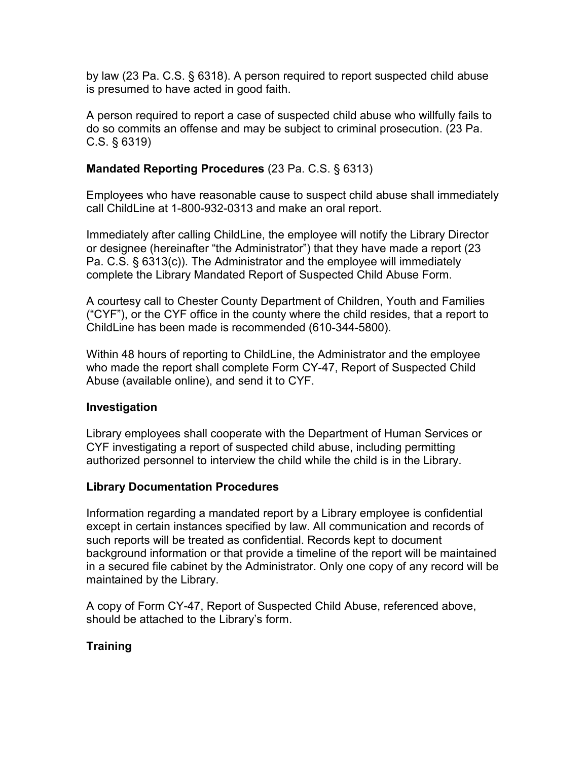by law (23 Pa. C.S. § 6318). A person required to report suspected child abuse is presumed to have acted in good faith.

A person required to report a case of suspected child abuse who willfully fails to do so commits an offense and may be subject to criminal prosecution. (23 Pa. C.S. § 6319)

**Mandated Reporting Procedures** (23 Pa. C.S. § 6313)

Employees who have reasonable cause to suspect child abuse shall immediately call ChildLine at 1-800-932-0313 and make an oral report.

Immediately after calling ChildLine, the employee will notify the Library Director or designee (hereinafter "the Administrator") that they have made a report (23 Pa. C.S. § 6313(c)). The Administrator and the employee will immediately complete the Library Mandated Report of Suspected Child Abuse Form.

A courtesy call to Chester County Department of Children, Youth and Families ("CYF"), or the CYF office in the county where the child resides, that a report to ChildLine has been made is recommended (610-344-5800).

Within 48 hours of reporting to ChildLine, the Administrator and the employee who made the report shall complete Form CY-47, Report of Suspected Child Abuse (available online), and send it to CYF.

**Investigation**

Library employees shall cooperate with the Department of Human Services or CYF investigating a report of suspected child abuse, including permitting authorized personnel to interview the child while the child is in the Library.

**Library Documentation Procedures**

Information regarding a mandated report by a Library employee is confidential except in certain instances specified by law. All communication and records of such reports will be treated as confidential. Records kept to document background information or that provide a timeline of the report will be maintained in a secured file cabinet by the Administrator. Only one copy of any record will be maintained by the Library.

A copy of Form CY-47, Report of Suspected Child Abuse, referenced above, should be attached to the Library's form.

**Training**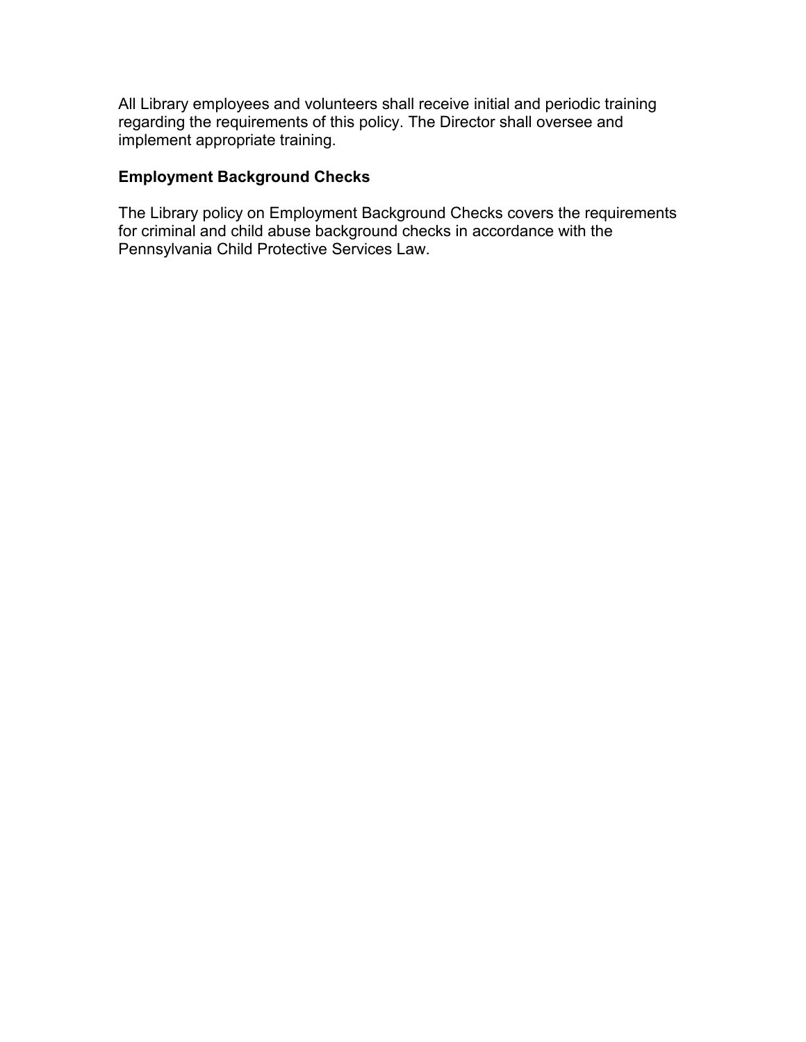All Library employees and volunteers shall receive initial and periodic training regarding the requirements of this policy. The Director shall oversee and implement appropriate training.

**Employment Background Checks**

The Library policy on Employment Background Checks covers the requirements for criminal and child abuse background checks in accordance with the Pennsylvania Child Protective Services Law.